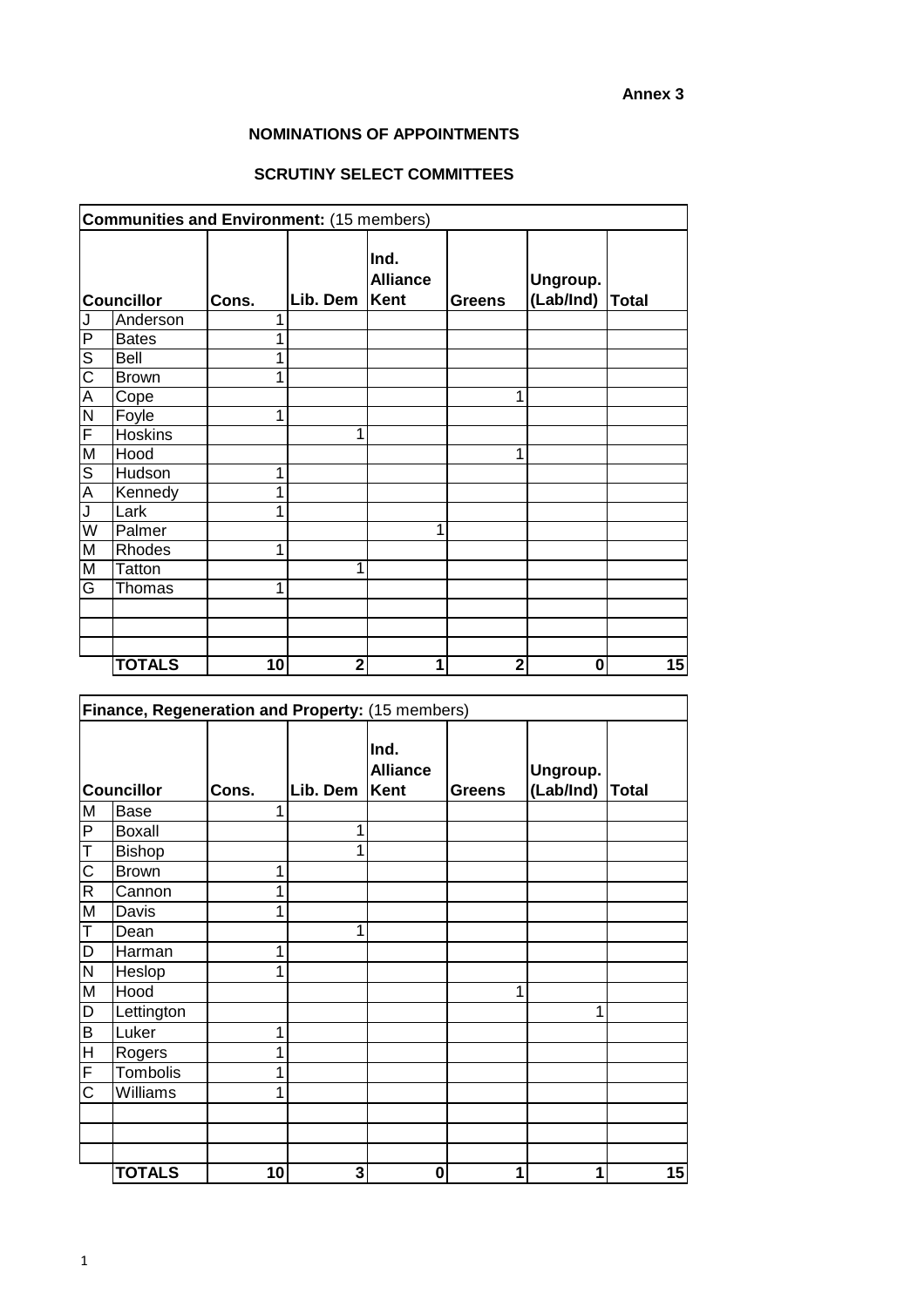Annex 3

**NOMINATIONS OF APPOINTMENTS**

**SCRUTINY SELECT COMMITTEES**

| **Communities and Environment:** (15 members) | | | | | | | |
|---|---|---|---|---|---|---|---|
| **Councillor** | | **Cons.** | **Lib. Dem** | **Ind. Alliance Kent** | **Greens** | **Ungroup. (Lab/Ind)** | **Total** |
| J | Anderson | 1 | | | | | |
| P | Bates | 1 | | | | | |
| S | Bell | 1 | | | | | |
| C | Brown | 1 | | | | | |
| A | Cope | | | | 1 | | |
| N | Foyle | 1 | | | | | |
| F | Hoskins | | 1 | | | | |
| M | Hood | | | | 1 | | |
| S | Hudson | 1 | | | | | |
| A | Kennedy | 1 | | | | | |
| J | Lark | 1 | | | | | |
| W | Palmer | | | 1 | | | |
| M | Rhodes | 1 | | | | | |
| M | Tatton | | 1 | | | | |
| G | Thomas | 1 | | | | | |
| | | | | | | | |
| | | | | | | | |
| | | | | | | | |
| | **TOTALS** | **10** | **2** | **1** | **2** | **0** | **15** |

| **Finance, Regeneration and Property:** (15 members) | | | | | | | |
|---|---|---|---|---|---|---|---|
| **Councillor** | | **Cons.** | **Lib. Dem** | **Ind. Alliance Kent** | **Greens** | **Ungroup. (Lab/Ind)** | **Total** |
| M | Base | 1 | | | | | |
| P | Boxall | | 1 | | | | |
| T | Bishop | | 1 | | | | |
| C | Brown | 1 | | | | | |
| R | Cannon | 1 | | | | | |
| M | Davis | 1 | | | | | |
| T | Dean | | 1 | | | | |
| D | Harman | 1 | | | | | |
| N | Heslop | 1 | | | | | |
| M | Hood | | | | 1 | | |
| D | Lettington | | | | | 1 | |
| B | Luker | 1 | | | | | |
| H | Rogers | 1 | | | | | |
| F | Tombolis | 1 | | | | | |
| C | Williams | 1 | | | | | |
| | | | | | | | |
| | | | | | | | |
| | | | | | | | |
| | **TOTALS** | **10** | **3** | **0** | **1** | **1** | **15** |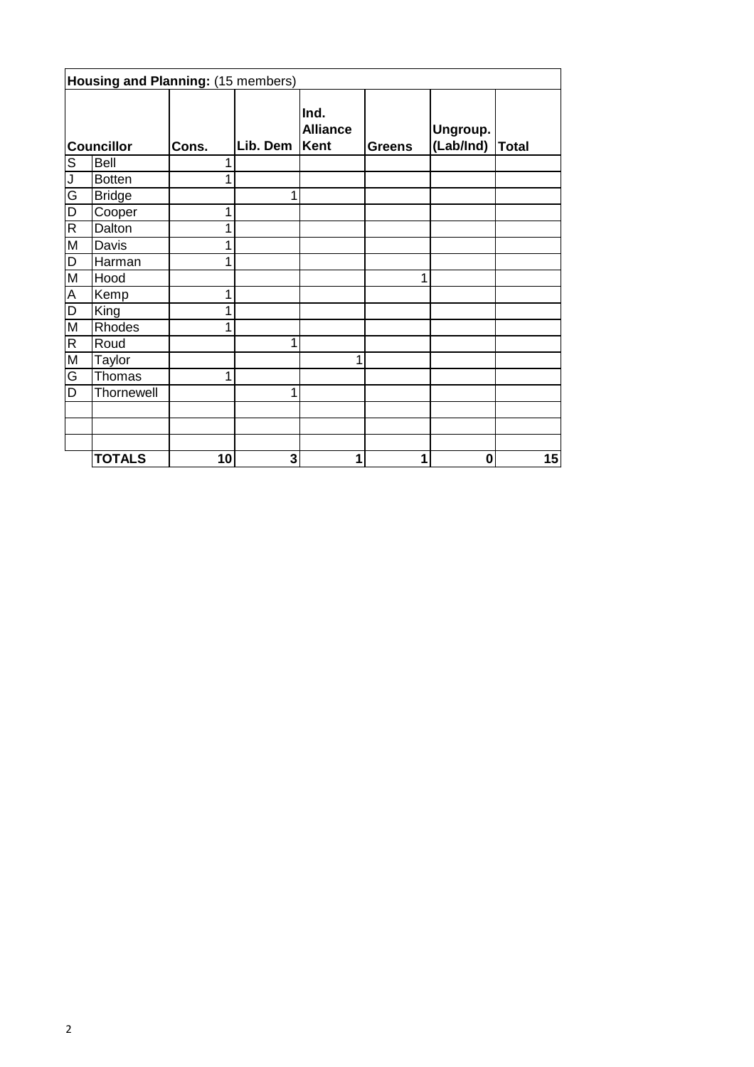| Housing and Planning: (15 members) | | | | | | | |
|---|---|---|---|---|---|---|---|
| | **Councillor** | **Cons.** | **Lib. Dem** | **Ind. Alliance Kent** | **Greens** | **Ungroup. (Lab/Ind)** | **Total** |
| S | Bell | 1 | | | | | |
| J | Botten | 1 | | | | | |
| G | Bridge | | 1 | | | | |
| D | Cooper | 1 | | | | | |
| R | Dalton | 1 | | | | | |
| M | Davis | 1 | | | | | |
| D | Harman | 1 | | | | | |
| M | Hood | | | | 1 | | |
| A | Kemp | 1 | | | | | |
| D | King | 1 | | | | | |
| M | Rhodes | 1 | | | | | |
| R | Roud | | 1 | | | | |
| M | Taylor | | | 1 | | | |
| G | Thomas | 1 | | | | | |
| D | Thornewell | | 1 | | | | |
| | | | | | | | |
| | | | | | | | |
| | | | | | | | |
| | **TOTALS** | **10** | **3** | **1** | **1** | **0** | **15** |